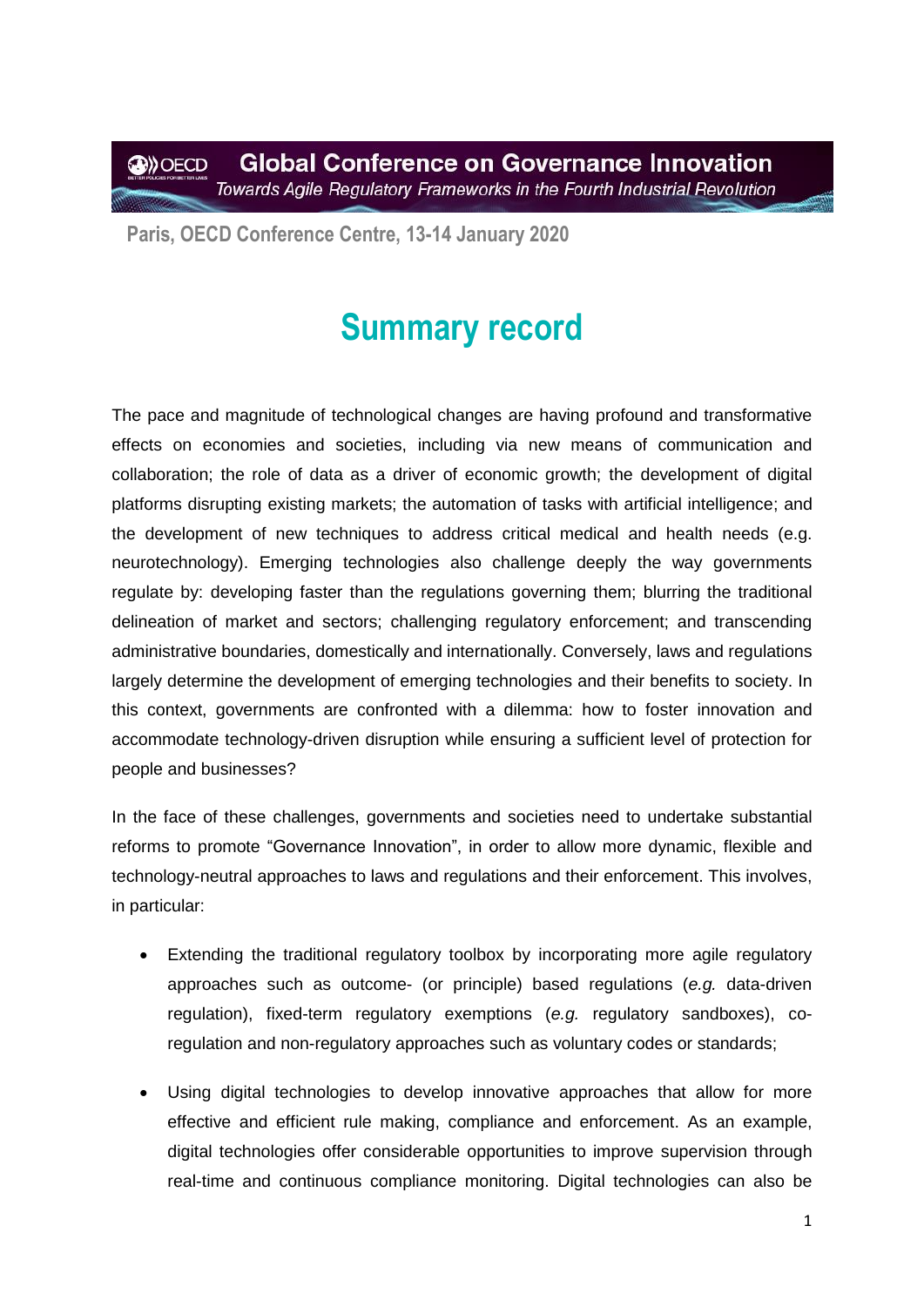OECD **Global Conference on Governance Innovation**

*Towards Agile Regulatory Frameworks in the Fourth Industrial Revolution*

**Paris, OECD Conference Centre, 13-14 January 2020**

# Summary record

The pace and magnitude of technological changes are having profound and transformative effects on economies and societies, including via new means of communication and collaboration; the role of data as a driver of economic growth; the development of digital platforms disrupting existing markets; the automation of tasks with artificial intelligence; and the development of new techniques to address critical medical and health needs (e.g. neurotechnology). Emerging technologies also challenge deeply the way governments regulate by: developing faster than the regulations governing them; blurring the traditional delineation of market and sectors; challenging regulatory enforcement; and transcending administrative boundaries, domestically and internationally. Conversely, laws and regulations largely determine the development of emerging technologies and their benefits to society. In this context, governments are confronted with a dilemma: how to foster innovation and accommodate technology-driven disruption while ensuring a sufficient level of protection for people and businesses?

In the face of these challenges, governments and societies need to undertake substantial reforms to promote "Governance Innovation", in order to allow more dynamic, flexible and technology-neutral approaches to laws and regulations and their enforcement. This involves, in particular:

- Extending the traditional regulatory toolbox by incorporating more agile regulatory approaches such as outcome- (or principle) based regulations (*e.g.* data-driven regulation), fixed-term regulatory exemptions (*e.g.* regulatory sandboxes), co-regulation and non-regulatory approaches such as voluntary codes or standards;

- Using digital technologies to develop innovative approaches that allow for more effective and efficient rule making, compliance and enforcement. As an example, digital technologies offer considerable opportunities to improve supervision through real-time and continuous compliance monitoring. Digital technologies can also be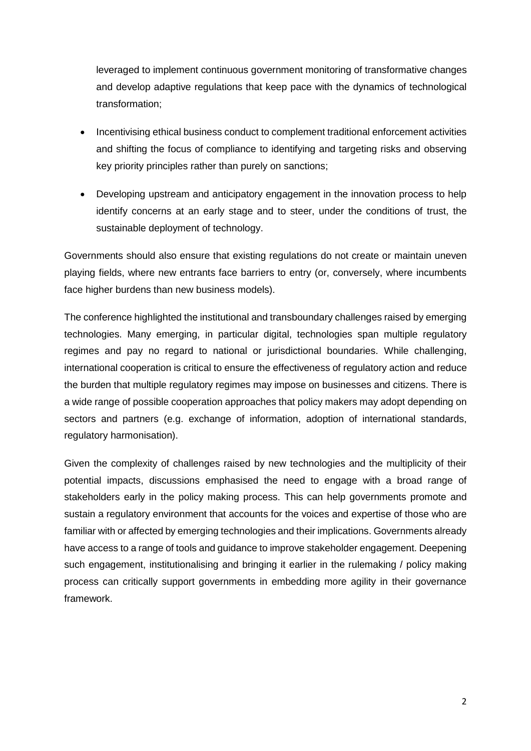leveraged to implement continuous government monitoring of transformative changes and develop adaptive regulations that keep pace with the dynamics of technological transformation;

- Incentivising ethical business conduct to complement traditional enforcement activities and shifting the focus of compliance to identifying and targeting risks and observing key priority principles rather than purely on sanctions;
- Developing upstream and anticipatory engagement in the innovation process to help identify concerns at an early stage and to steer, under the conditions of trust, the sustainable deployment of technology.

Governments should also ensure that existing regulations do not create or maintain uneven playing fields, where new entrants face barriers to entry (or, conversely, where incumbents face higher burdens than new business models).

The conference highlighted the institutional and transboundary challenges raised by emerging technologies. Many emerging, in particular digital, technologies span multiple regulatory regimes and pay no regard to national or jurisdictional boundaries. While challenging, international cooperation is critical to ensure the effectiveness of regulatory action and reduce the burden that multiple regulatory regimes may impose on businesses and citizens. There is a wide range of possible cooperation approaches that policy makers may adopt depending on sectors and partners (e.g. exchange of information, adoption of international standards, regulatory harmonisation).

Given the complexity of challenges raised by new technologies and the multiplicity of their potential impacts, discussions emphasised the need to engage with a broad range of stakeholders early in the policy making process. This can help governments promote and sustain a regulatory environment that accounts for the voices and expertise of those who are familiar with or affected by emerging technologies and their implications. Governments already have access to a range of tools and guidance to improve stakeholder engagement. Deepening such engagement, institutionalising and bringing it earlier in the rulemaking / policy making process can critically support governments in embedding more agility in their governance framework.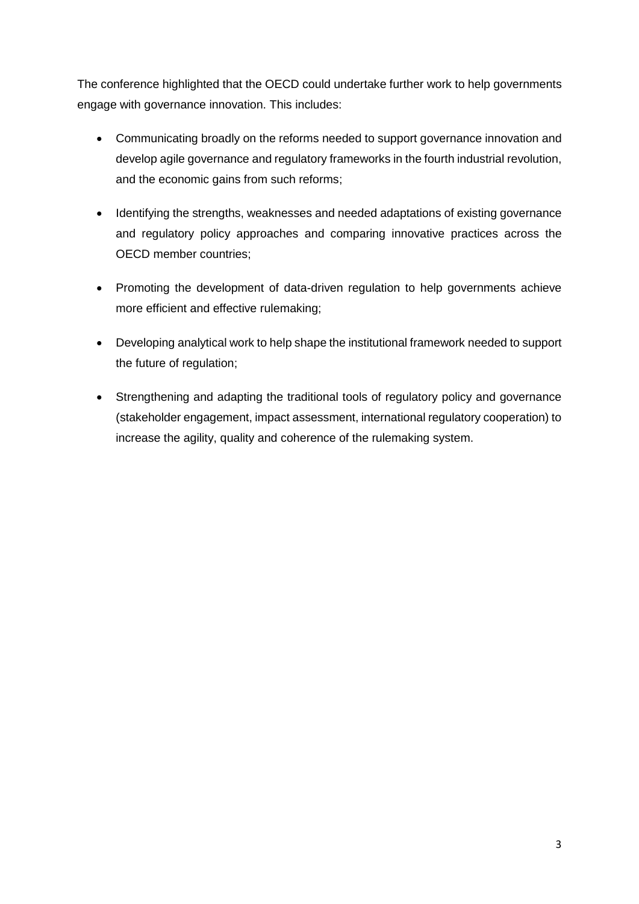The conference highlighted that the OECD could undertake further work to help governments engage with governance innovation. This includes:

- Communicating broadly on the reforms needed to support governance innovation and develop agile governance and regulatory frameworks in the fourth industrial revolution, and the economic gains from such reforms;

- Identifying the strengths, weaknesses and needed adaptations of existing governance and regulatory policy approaches and comparing innovative practices across the OECD member countries;

- Promoting the development of data-driven regulation to help governments achieve more efficient and effective rulemaking;

- Developing analytical work to help shape the institutional framework needed to support the future of regulation;

- Strengthening and adapting the traditional tools of regulatory policy and governance (stakeholder engagement, impact assessment, international regulatory cooperation) to increase the agility, quality and coherence of the rulemaking system.